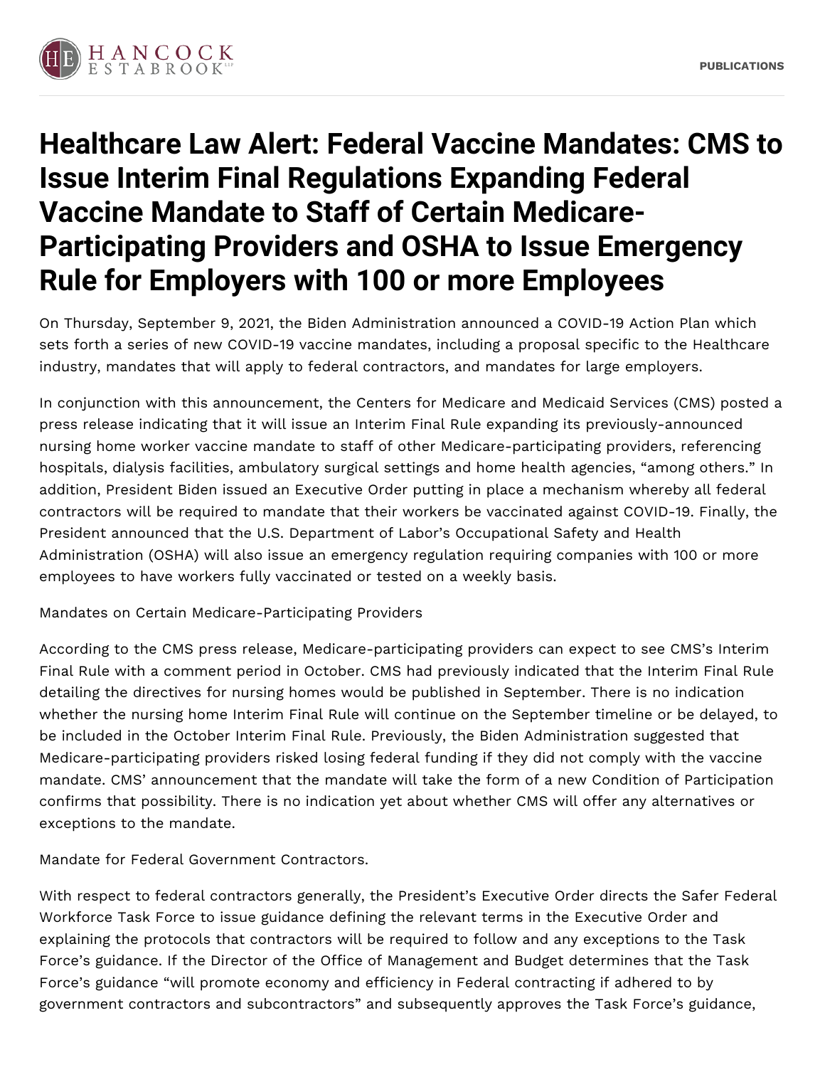# Healthcare Law Alert: Federal Vaccine Mandates: CMS to Issue Interim Final Regulations Expanding Federal Vaccine Mandate to Staff of Certain Medicare-Participating Providers and OSHA to Issue Emergency Rule for Employers with 100 or more Employees

On Thursday, September 9, 2021, the Biden Administration announced a COVID-19 Action Plan which sets forth a series of new COVID-19 vaccine mandates, including a proposal specific to the Healthcare industry, mandates that will apply to federal contractors, and mandates for large employers.

In conjunction with this announcement, the Centers for Medicare and Medicaid Services (CMS) posted a press release indicating that it will issue an Interim Final Rule expanding its previously-announced nursing home worker vaccine mandate to staff of other Medicare-participating providers, referencing hospitals, dialysis facilities, ambulatory surgical settings and home health agencies, "among others." In addition, President Biden issued an Executive Order putting in place a mechanism whereby all federal contractors will be required to mandate that their workers be vaccinated against COVID-19. Finally, the President announced that the U.S. Department of Labor's Occupational Safety and Health Administration (OSHA) will also issue an emergency regulation requiring companies with 100 or more employees to have workers fully vaccinated or tested on a weekly basis.

Mandates on Certain Medicare-Participating Providers

According to the CMS press release, Medicare-participating providers can expect to see CMS's Interim Final Rule with a comment period in October. CMS had previously indicated that the Interim Final Rule detailing the directives for nursing homes would be published in September. There is no indication whether the nursing home Interim Final Rule will continue on the September timeline or be delayed, to be included in the October Interim Final Rule. Previously, the Biden Administration suggested that Medicare-participating providers risked losing federal funding if they did not comply with the vaccine mandate. CMS' announcement that the mandate will take the form of a new Condition of Participation confirms that possibility. There is no indication yet about whether CMS will offer any alternatives or exceptions to the mandate.

Mandate for Federal Government Contractors.

With respect to federal contractors generally, the President's Executive Order directs the Safer Federal Workforce Task Force to issue guidance defining the relevant terms in the Executive Order and explaining the protocols that contractors will be required to follow and any exceptions to the Task Force's guidance. If the Director of the Office of Management and Budget determines that the Task Force's guidance "will promote economy and efficiency in Federal contracting if adhered to by government contractors and subcontractors" and subsequently approves the Task Force's guidance,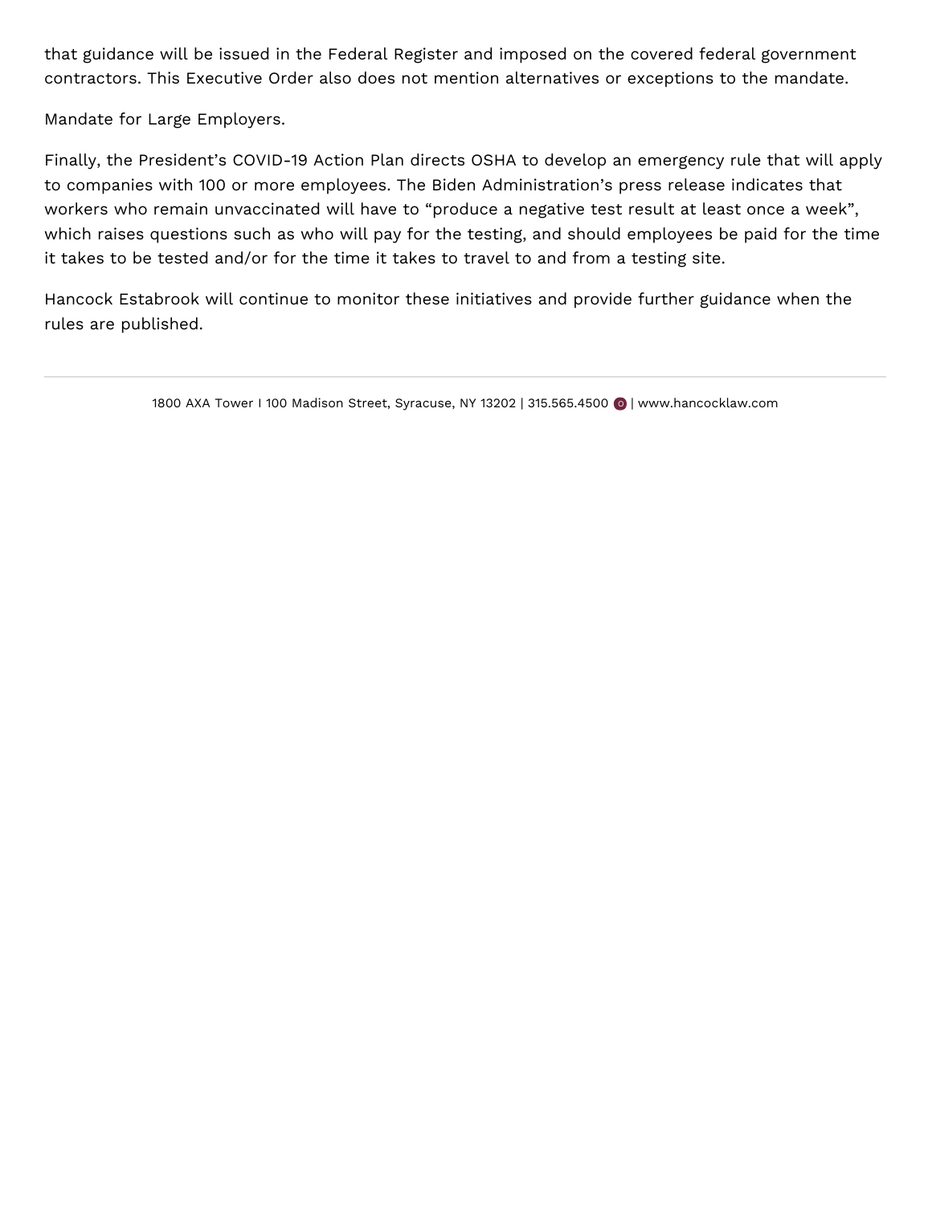that guidance will be issued in the Federal Register and imposed on the covered federal government contractors. This Executive Order also does not mention alternatives or exceptions to the mandate.

Mandate for Large Employers.

Finally, the President's COVID-19 Action Plan directs OSHA to develop an emergency rule that will apply to companies with 100 or more employees. The Biden Administration's press release indicates that workers who remain unvaccinated will have to "produce a negative test result at least once a week", which raises questions such as who will pay for the testing, and should employees be paid for the time it takes to be tested and/or for the time it takes to travel to and from a testing site.

Hancock Estabrook will continue to monitor these initiatives and provide further guidance when the rules are published.

---

1800 AXA Tower I 100 Madison Street, Syracuse, NY 13202 | 315.565.4500 | www.hancocklaw.com